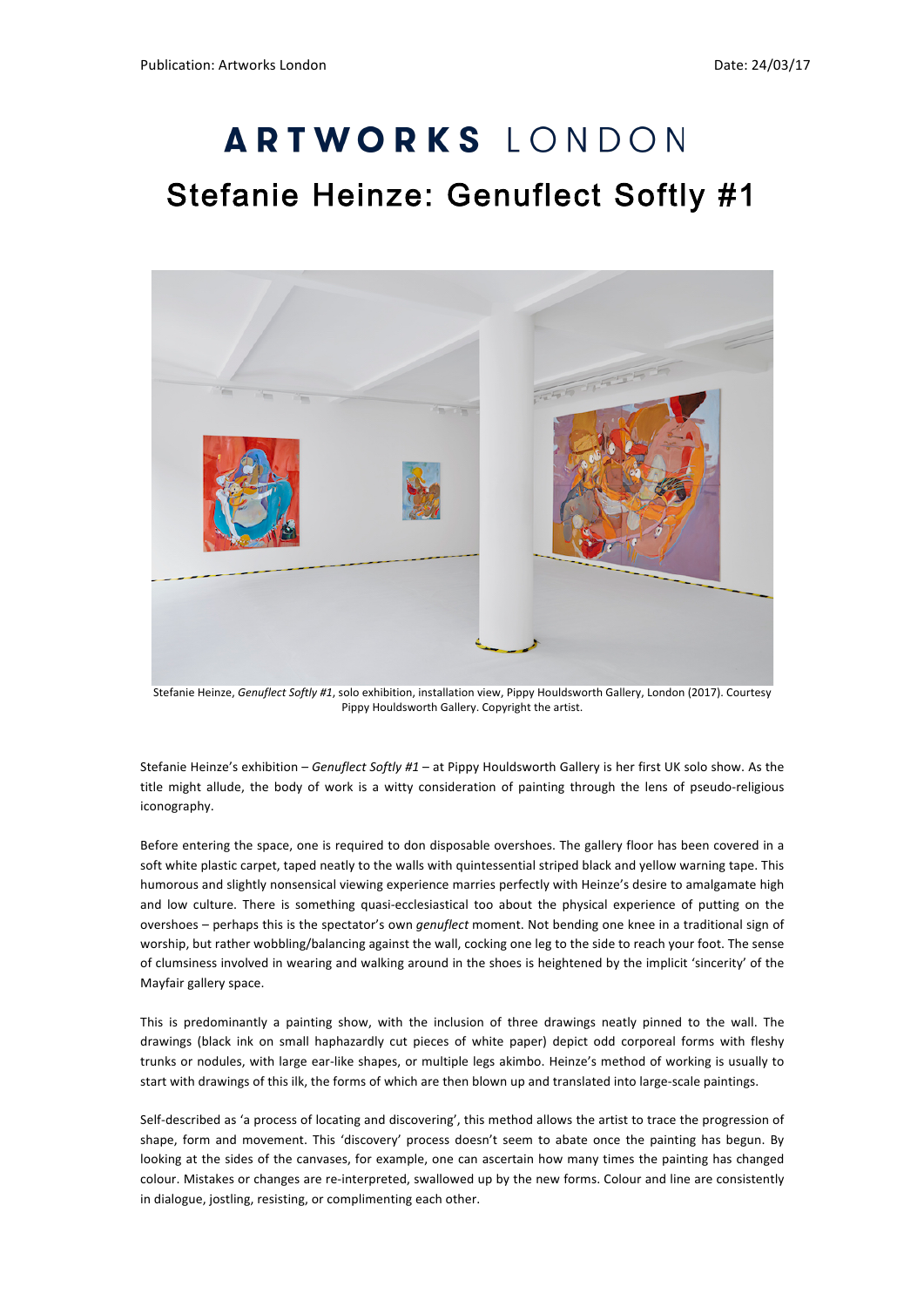Publication: Artworks London Date: 24/03/17

# ARTWORKS LONDON

## Stefanie Heinze: Genuflect Softly #1

Stefanie Heinze, *Genuflect Softly #1*, solo exhibition, installation view, Pippy Houldsworth Gallery, London (2017). Courtesy Pippy Houldsworth Gallery. Copyright the artist.

Stefanie Heinze's exhibition – *Genuflect Softly #1* – at Pippy Houldsworth Gallery is her first UK solo show. As the title might allude, the body of work is a witty consideration of painting through the lens of pseudo-religious iconography.

Before entering the space, one is required to don disposable overshoes. The gallery floor has been covered in a soft white plastic carpet, taped neatly to the walls with quintessential striped black and yellow warning tape. This humorous and slightly nonsensical viewing experience marries perfectly with Heinze's desire to amalgamate high and low culture. There is something quasi-ecclesiastical too about the physical experience of putting on the overshoes – perhaps this is the spectator's own *genuflect* moment. Not bending one knee in a traditional sign of worship, but rather wobbling/balancing against the wall, cocking one leg to the side to reach your foot. The sense of clumsiness involved in wearing and walking around in the shoes is heightened by the implicit 'sincerity' of the Mayfair gallery space.

This is predominantly a painting show, with the inclusion of three drawings neatly pinned to the wall. The drawings (black ink on small haphazardly cut pieces of white paper) depict odd corporeal forms with fleshy trunks or nodules, with large ear-like shapes, or multiple legs akimbo. Heinze's method of working is usually to start with drawings of this ilk, the forms of which are then blown up and translated into large-scale paintings.

Self-described as 'a process of locating and discovering', this method allows the artist to trace the progression of shape, form and movement. This 'discovery' process doesn't seem to abate once the painting has begun. By looking at the sides of the canvases, for example, one can ascertain how many times the painting has changed colour. Mistakes or changes are re-interpreted, swallowed up by the new forms. Colour and line are consistently in dialogue, jostling, resisting, or complimenting each other.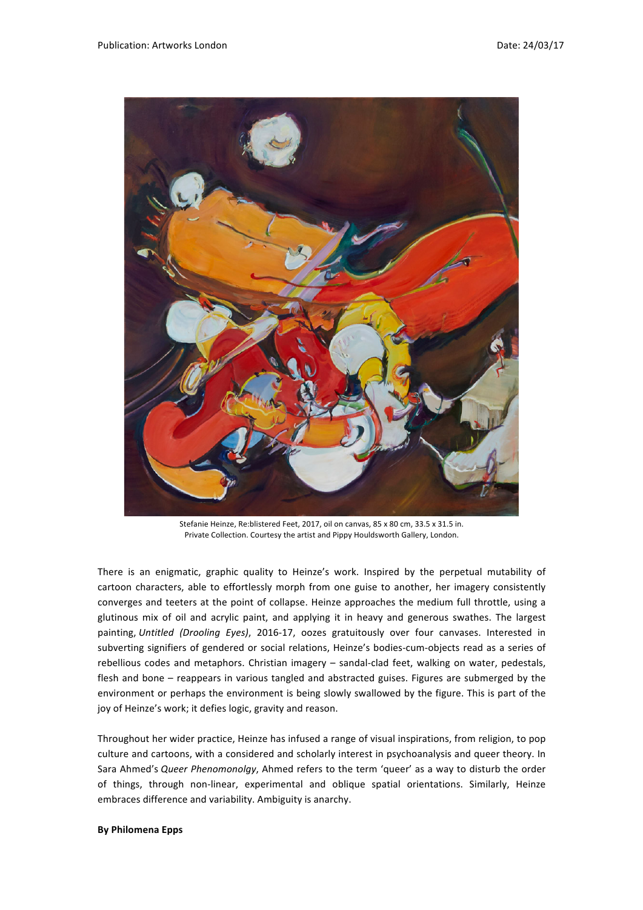Publication: Artworks London Date: 24/03/17

Stefanie Heinze, Re:blistered Feet, 2017, oil on canvas, 85 x 80 cm, 33.5 x 31.5 in.
Private Collection. Courtesy the artist and Pippy Houldsworth Gallery, London.

There is an enigmatic, graphic quality to Heinze's work. Inspired by the perpetual mutability of cartoon characters, able to effortlessly morph from one guise to another, her imagery consistently converges and teeters at the point of collapse. Heinze approaches the medium full throttle, using a glutinous mix of oil and acrylic paint, and applying it in heavy and generous swathes. The largest painting, *Untitled (Drooling Eyes)*, 2016-17, oozes gratuitously over four canvases. Interested in subverting signifiers of gendered or social relations, Heinze's bodies-cum-objects read as a series of rebellious codes and metaphors. Christian imagery – sandal-clad feet, walking on water, pedestals, flesh and bone – reappears in various tangled and abstracted guises. Figures are submerged by the environment or perhaps the environment is being slowly swallowed by the figure. This is part of the joy of Heinze's work; it defies logic, gravity and reason.

Throughout her wider practice, Heinze has infused a range of visual inspirations, from religion, to pop culture and cartoons, with a considered and scholarly interest in psychoanalysis and queer theory. In Sara Ahmed's *Queer Phenomonolgy*, Ahmed refers to the term 'queer' as a way to disturb the order of things, through non-linear, experimental and oblique spatial orientations. Similarly, Heinze embraces difference and variability. Ambiguity is anarchy.

**By Philomena Epps**